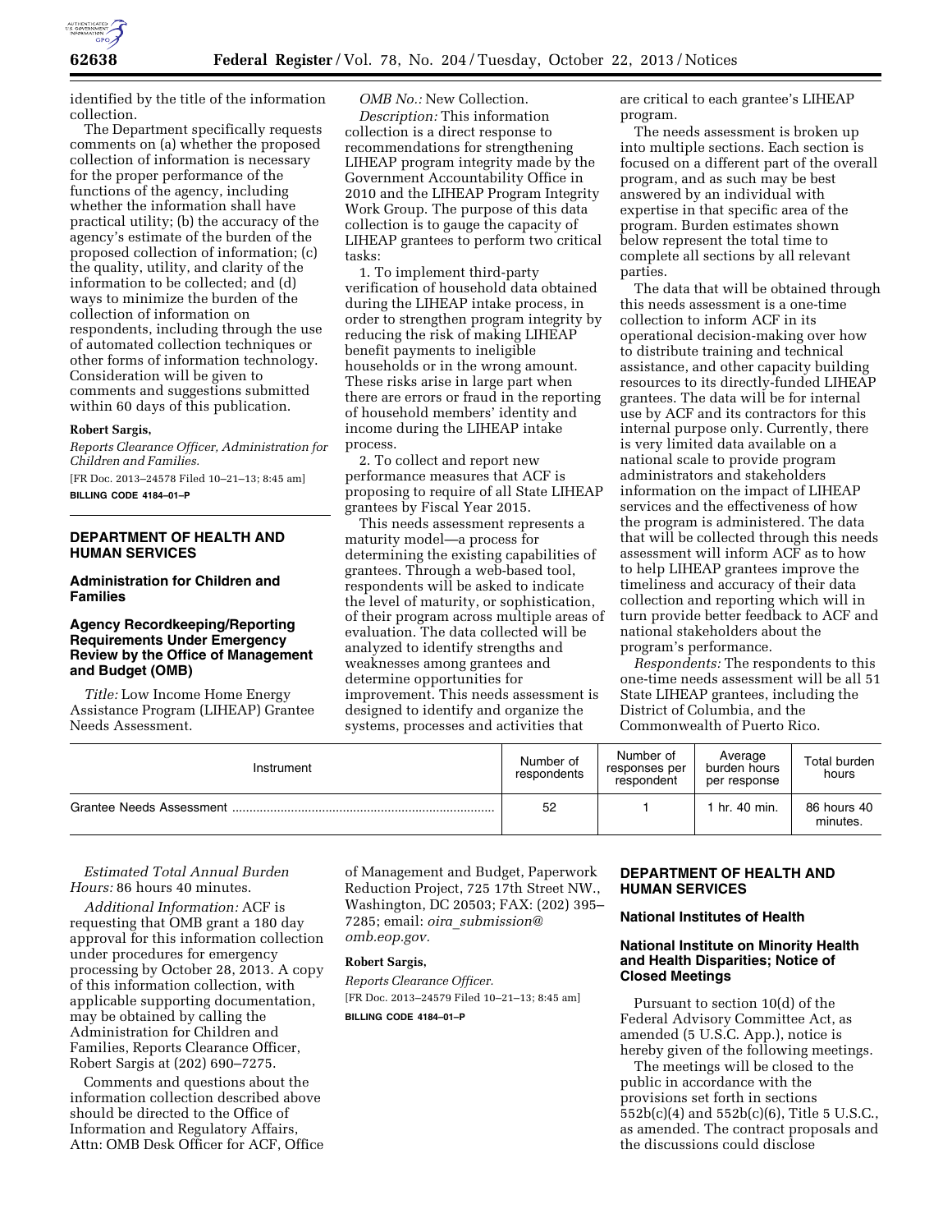identified by the title of the information collection.

The Department specifically requests comments on (a) whether the proposed collection of information is necessary for the proper performance of the functions of the agency, including whether the information shall have practical utility; (b) the accuracy of the agency's estimate of the burden of the proposed collection of information; (c) the quality, utility, and clarity of the information to be collected; and (d) ways to minimize the burden of the collection of information on respondents, including through the use of automated collection techniques or other forms of information technology. Consideration will be given to comments and suggestions submitted within 60 days of this publication.

**Robert Sargis,**

*Reports Clearance Officer, Administration for Children and Families.*

[FR Doc. 2013–24578 Filed 10–21–13; 8:45 am]

**BILLING CODE 4184–01–P**

## DEPARTMENT OF HEALTH AND HUMAN SERVICES

### Administration for Children and Families

### Agency Recordkeeping/Reporting Requirements Under Emergency Review by the Office of Management and Budget (OMB)

*Title:* Low Income Home Energy Assistance Program (LIHEAP) Grantee Needs Assessment.

*OMB No.:* New Collection.

*Description:* This information collection is a direct response to recommendations for strengthening LIHEAP program integrity made by the Government Accountability Office in 2010 and the LIHEAP Program Integrity Work Group. The purpose of this data collection is to gauge the capacity of LIHEAP grantees to perform two critical tasks:

1. To implement third-party verification of household data obtained during the LIHEAP intake process, in order to strengthen program integrity by reducing the risk of making LIHEAP benefit payments to ineligible households or in the wrong amount. These risks arise in large part when there are errors or fraud in the reporting of household members' identity and income during the LIHEAP intake process.

2. To collect and report new performance measures that ACF is proposing to require of all State LIHEAP grantees by Fiscal Year 2015.

This needs assessment represents a maturity model—a process for determining the existing capabilities of grantees. Through a web-based tool, respondents will be asked to indicate the level of maturity, or sophistication, of their program across multiple areas of evaluation. The data collected will be analyzed to identify strengths and weaknesses among grantees and determine opportunities for improvement. This needs assessment is designed to identify and organize the systems, processes and activities that are critical to each grantee's LIHEAP program.

The needs assessment is broken up into multiple sections. Each section is focused on a different part of the overall program, and as such may be best answered by an individual with expertise in that specific area of the program. Burden estimates shown below represent the total time to complete all sections by all relevant parties.

The data that will be obtained through this needs assessment is a one-time collection to inform ACF in its operational decision-making over how to distribute training and technical assistance, and other capacity building resources to its directly-funded LIHEAP grantees. The data will be for internal use by ACF and its contractors for this internal purpose only. Currently, there is very limited data available on a national scale to provide program administrators and stakeholders information on the impact of LIHEAP services and the effectiveness of how the program is administered. The data that will be collected through this needs assessment will inform ACF as to how to help LIHEAP grantees improve the timeliness and accuracy of their data collection and reporting which will in turn provide better feedback to ACF and national stakeholders about the program's performance.

*Respondents:* The respondents to this one-time needs assessment will be all 51 State LIHEAP grantees, including the District of Columbia, and the Commonwealth of Puerto Rico.

| Instrument | Number of respondents | Number of responses per respondent | Average burden hours per response | Total burden hours |
|---|---|---|---|---|
| Grantee Needs Assessment | 52 | 1 | 1 hr. 40 min. | 86 hours 40 minutes. |

*Estimated Total Annual Burden Hours:* 86 hours 40 minutes.

*Additional Information:* ACF is requesting that OMB grant a 180 day approval for this information collection under procedures for emergency processing by October 28, 2013. A copy of this information collection, with applicable supporting documentation, may be obtained by calling the Administration for Children and Families, Reports Clearance Officer, Robert Sargis at (202) 690–7275.

Comments and questions about the information collection described above should be directed to the Office of Information and Regulatory Affairs, Attn: OMB Desk Officer for ACF, Office of Management and Budget, Paperwork Reduction Project, 725 17th Street NW., Washington, DC 20503; FAX: (202) 395–7285; email: *oira_submission@omb.eop.gov.*

**Robert Sargis,**

*Reports Clearance Officer.*

[FR Doc. 2013–24579 Filed 10–21–13; 8:45 am]

**BILLING CODE 4184–01–P**

## DEPARTMENT OF HEALTH AND HUMAN SERVICES

### National Institutes of Health

### National Institute on Minority Health and Health Disparities; Notice of Closed Meetings

Pursuant to section 10(d) of the Federal Advisory Committee Act, as amended (5 U.S.C. App.), notice is hereby given of the following meetings.

The meetings will be closed to the public in accordance with the provisions set forth in sections 552b(c)(4) and 552b(c)(6), Title 5 U.S.C., as amended. The contract proposals and the discussions could disclose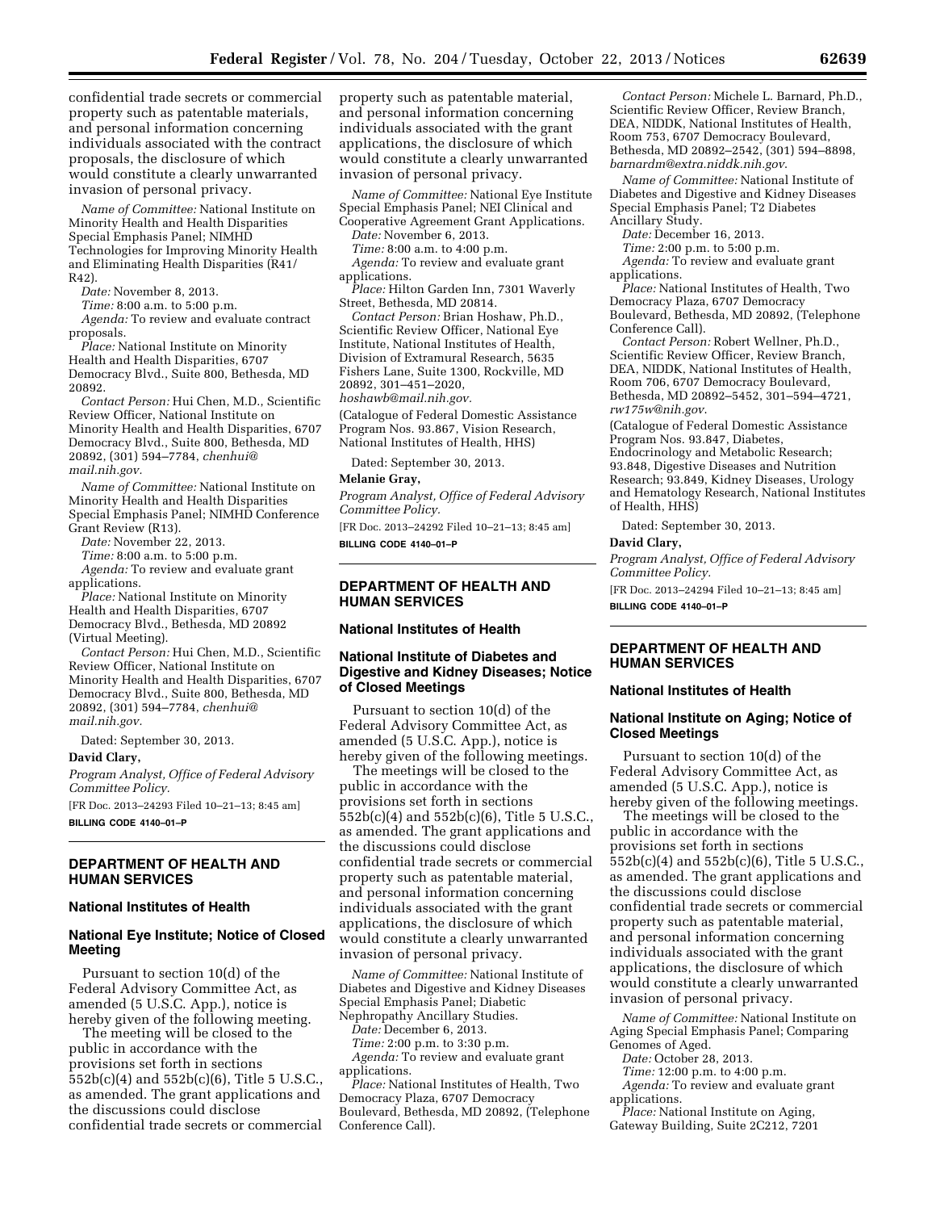confidential trade secrets or commercial property such as patentable materials, and personal information concerning individuals associated with the contract proposals, the disclosure of which would constitute a clearly unwarranted invasion of personal privacy.

*Name of Committee:* National Institute on Minority Health and Health Disparities Special Emphasis Panel; NIMHD Technologies for Improving Minority Health and Eliminating Health Disparities (R41/R42).

*Date:* November 8, 2013.

*Time:* 8:00 a.m. to 5:00 p.m.

*Agenda:* To review and evaluate contract proposals.

*Place:* National Institute on Minority Health and Health Disparities, 6707 Democracy Blvd., Suite 800, Bethesda, MD 20892.

*Contact Person:* Hui Chen, M.D., Scientific Review Officer, National Institute on Minority Health and Health Disparities, 6707 Democracy Blvd., Suite 800, Bethesda, MD 20892, (301) 594–7784, *chenhui@mail.nih.gov.*

*Name of Committee:* National Institute on Minority Health and Health Disparities Special Emphasis Panel; NIMHD Conference Grant Review (R13).

*Date:* November 22, 2013.

*Time:* 8:00 a.m. to 5:00 p.m.

*Agenda:* To review and evaluate grant applications.

*Place:* National Institute on Minority Health and Health Disparities, 6707 Democracy Blvd., Bethesda, MD 20892 (Virtual Meeting).

*Contact Person:* Hui Chen, M.D., Scientific Review Officer, National Institute on Minority Health and Health Disparities, 6707 Democracy Blvd., Suite 800, Bethesda, MD 20892, (301) 594–7784, *chenhui@mail.nih.gov.*

Dated: September 30, 2013.

**David Clary,**

*Program Analyst, Office of Federal Advisory Committee Policy.*

[FR Doc. 2013–24293 Filed 10–21–13; 8:45 am]

**BILLING CODE 4140–01–P**

## DEPARTMENT OF HEALTH AND HUMAN SERVICES

### National Institutes of Health

### National Eye Institute; Notice of Closed Meeting

Pursuant to section 10(d) of the Federal Advisory Committee Act, as amended (5 U.S.C. App.), notice is hereby given of the following meeting.

The meeting will be closed to the public in accordance with the provisions set forth in sections 552b(c)(4) and 552b(c)(6), Title 5 U.S.C., as amended. The grant applications and the discussions could disclose confidential trade secrets or commercial property such as patentable material, and personal information concerning individuals associated with the grant applications, the disclosure of which would constitute a clearly unwarranted invasion of personal privacy.

*Name of Committee:* National Eye Institute Special Emphasis Panel; NEI Clinical and Cooperative Agreement Grant Applications.

*Date:* November 6, 2013.

*Time:* 8:00 a.m. to 4:00 p.m.

*Agenda:* To review and evaluate grant applications.

*Place:* Hilton Garden Inn, 7301 Waverly Street, Bethesda, MD 20814.

*Contact Person:* Brian Hoshaw, Ph.D., Scientific Review Officer, National Eye Institute, National Institutes of Health, Division of Extramural Research, 5635 Fishers Lane, Suite 1300, Rockville, MD 20892, 301–451–2020, *hoshawb@mail.nih.gov.*

(Catalogue of Federal Domestic Assistance Program Nos. 93.867, Vision Research, National Institutes of Health, HHS)

Dated: September 30, 2013.

**Melanie Gray,**

*Program Analyst, Office of Federal Advisory Committee Policy.*

[FR Doc. 2013–24292 Filed 10–21–13; 8:45 am]

**BILLING CODE 4140–01–P**

## DEPARTMENT OF HEALTH AND HUMAN SERVICES

### National Institutes of Health

### National Institute of Diabetes and Digestive and Kidney Diseases; Notice of Closed Meetings

Pursuant to section 10(d) of the Federal Advisory Committee Act, as amended (5 U.S.C. App.), notice is hereby given of the following meetings.

The meetings will be closed to the public in accordance with the provisions set forth in sections 552b(c)(4) and 552b(c)(6), Title 5 U.S.C., as amended. The grant applications and the discussions could disclose confidential trade secrets or commercial property such as patentable material, and personal information concerning individuals associated with the grant applications, the disclosure of which would constitute a clearly unwarranted invasion of personal privacy.

*Name of Committee:* National Institute of Diabetes and Digestive and Kidney Diseases Special Emphasis Panel; Diabetic Nephropathy Ancillary Studies.

*Date:* December 6, 2013.

*Time:* 2:00 p.m. to 3:30 p.m.

*Agenda:* To review and evaluate grant applications.

*Place:* National Institutes of Health, Two Democracy Plaza, 6707 Democracy Boulevard, Bethesda, MD 20892, (Telephone Conference Call).

*Contact Person:* Michele L. Barnard, Ph.D., Scientific Review Officer, Review Branch, DEA, NIDDK, National Institutes of Health, Room 753, 6707 Democracy Boulevard, Bethesda, MD 20892–2542, (301) 594–8898, *barnardm@extra.niddk.nih.gov.*

*Name of Committee:* National Institute of Diabetes and Digestive and Kidney Diseases Special Emphasis Panel; T2 Diabetes Ancillary Study.

*Date:* December 16, 2013.

*Time:* 2:00 p.m. to 5:00 p.m.

*Agenda:* To review and evaluate grant applications.

*Place:* National Institutes of Health, Two Democracy Plaza, 6707 Democracy Boulevard, Bethesda, MD 20892, (Telephone Conference Call).

*Contact Person:* Robert Wellner, Ph.D., Scientific Review Officer, Review Branch, DEA, NIDDK, National Institutes of Health, Room 706, 6707 Democracy Boulevard, Bethesda, MD 20892–5452, 301–594–4721, *rw175w@nih.gov.*

(Catalogue of Federal Domestic Assistance Program Nos. 93.847, Diabetes, Endocrinology and Metabolic Research; 93.848, Digestive Diseases and Nutrition Research; 93.849, Kidney Diseases, Urology and Hematology Research, National Institutes of Health, HHS)

Dated: September 30, 2013.

**David Clary,**

*Program Analyst, Office of Federal Advisory Committee Policy.*

[FR Doc. 2013–24294 Filed 10–21–13; 8:45 am]

**BILLING CODE 4140–01–P**

## DEPARTMENT OF HEALTH AND HUMAN SERVICES

### National Institutes of Health

### National Institute on Aging; Notice of Closed Meetings

Pursuant to section 10(d) of the Federal Advisory Committee Act, as amended (5 U.S.C. App.), notice is hereby given of the following meetings.

The meetings will be closed to the public in accordance with the provisions set forth in sections 552b(c)(4) and 552b(c)(6), Title 5 U.S.C., as amended. The grant applications and the discussions could disclose confidential trade secrets or commercial property such as patentable material, and personal information concerning individuals associated with the grant applications, the disclosure of which would constitute a clearly unwarranted invasion of personal privacy.

*Name of Committee:* National Institute on Aging Special Emphasis Panel; Comparing Genomes of Aged.

*Date:* October 28, 2013.

*Time:* 12:00 p.m. to 4:00 p.m.

*Agenda:* To review and evaluate grant applications.

*Place:* National Institute on Aging, Gateway Building, Suite 2C212, 7201